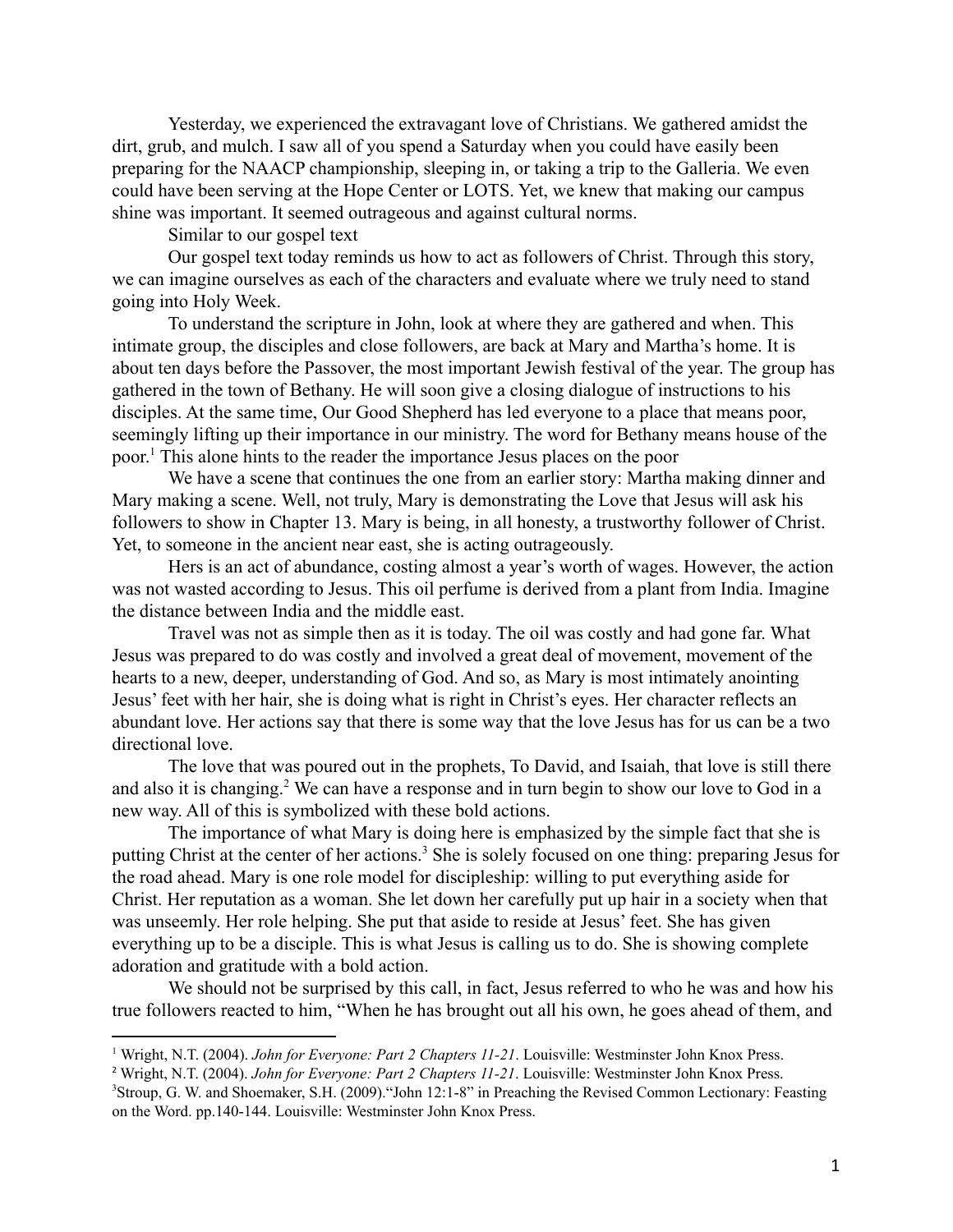Yesterday, we experienced the extravagant love of Christians. We gathered amidst the dirt, grub, and mulch. I saw all of you spend a Saturday when you could have easily been preparing for the NAACP championship, sleeping in, or taking a trip to the Galleria. We even could have been serving at the Hope Center or LOTS. Yet, we knew that making our campus shine was important. It seemed outrageous and against cultural norms.

Similar to our gospel text

Our gospel text today reminds us how to act as followers of Christ. Through this story, we can imagine ourselves as each of the characters and evaluate where we truly need to stand going into Holy Week.

To understand the scripture in John, look at where they are gathered and when. This intimate group, the disciples and close followers, are back at Mary and Martha's home. It is about ten days before the Passover, the most important Jewish festival of the year. The group has gathered in the town of Bethany. He will soon give a closing dialogue of instructions to his disciples. At the same time, Our Good Shepherd has led everyone to a place that means poor, seemingly lifting up their importance in our ministry. The word for Bethany means house of the poor.[1] This alone hints to the reader the importance Jesus places on the poor

We have a scene that continues the one from an earlier story: Martha making dinner and Mary making a scene. Well, not truly, Mary is demonstrating the Love that Jesus will ask his followers to show in Chapter 13. Mary is being, in all honesty, a trustworthy follower of Christ. Yet, to someone in the ancient near east, she is acting outrageously.

Hers is an act of abundance, costing almost a year's worth of wages. However, the action was not wasted according to Jesus. This oil perfume is derived from a plant from India. Imagine the distance between India and the middle east.

Travel was not as simple then as it is today. The oil was costly and had gone far. What Jesus was prepared to do was costly and involved a great deal of movement, movement of the hearts to a new, deeper, understanding of God. And so, as Mary is most intimately anointing Jesus' feet with her hair, she is doing what is right in Christ's eyes. Her character reflects an abundant love. Her actions say that there is some way that the love Jesus has for us can be a two directional love.

The love that was poured out in the prophets, To David, and Isaiah, that love is still there and also it is changing.[2] We can have a response and in turn begin to show our love to God in a new way. All of this is symbolized with these bold actions.

The importance of what Mary is doing here is emphasized by the simple fact that she is putting Christ at the center of her actions.[3] She is solely focused on one thing: preparing Jesus for the road ahead. Mary is one role model for discipleship: willing to put everything aside for Christ. Her reputation as a woman. She let down her carefully put up hair in a society when that was unseemly. Her role helping. She put that aside to reside at Jesus' feet. She has given everything up to be a disciple. This is what Jesus is calling us to do. She is showing complete adoration and gratitude with a bold action.

We should not be surprised by this call, in fact, Jesus referred to who he was and how his true followers reacted to him, "When he has brought out all his own, he goes ahead of them, and

---

[1] Wright, N.T. (2004). *John for Everyone: Part 2 Chapters 11-21*. Louisville: Westminster John Knox Press.

[2] Wright, N.T. (2004). *John for Everyone: Part 2 Chapters 11-21*. Louisville: Westminster John Knox Press.

[3] Stroup, G. W. and Shoemaker, S.H. (2009)."John 12:1-8" in Preaching the Revised Common Lectionary: Feasting on the Word. pp.140-144. Louisville: Westminster John Knox Press.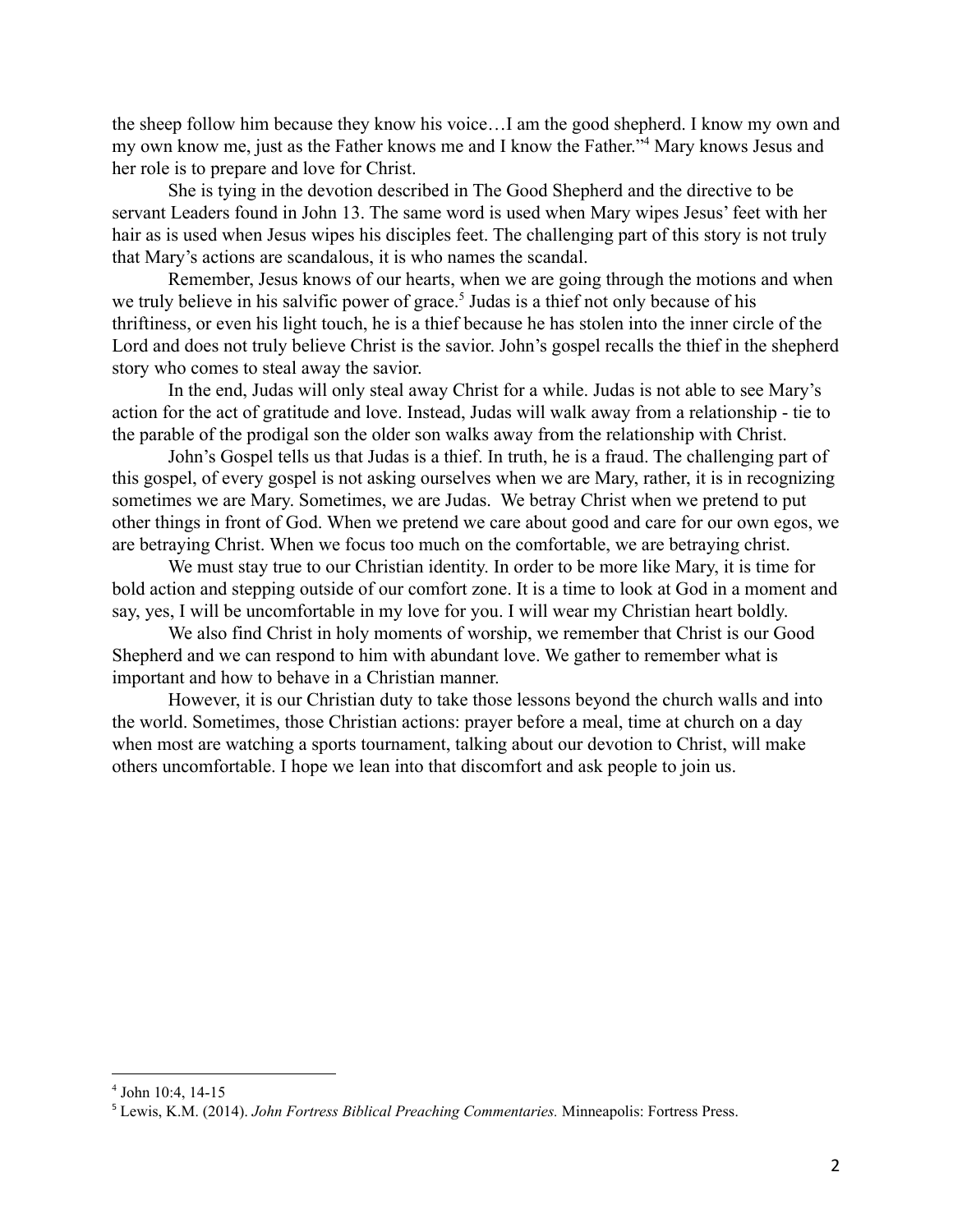the sheep follow him because they know his voice…I am the good shepherd. I know my own and my own know me, just as the Father knows me and I know the Father."[4] Mary knows Jesus and her role is to prepare and love for Christ.

She is tying in the devotion described in The Good Shepherd and the directive to be servant Leaders found in John 13. The same word is used when Mary wipes Jesus' feet with her hair as is used when Jesus wipes his disciples feet. The challenging part of this story is not truly that Mary's actions are scandalous, it is who names the scandal.

Remember, Jesus knows of our hearts, when we are going through the motions and when we truly believe in his salvific power of grace.[5] Judas is a thief not only because of his thriftiness, or even his light touch, he is a thief because he has stolen into the inner circle of the Lord and does not truly believe Christ is the savior. John's gospel recalls the thief in the shepherd story who comes to steal away the savior.

In the end, Judas will only steal away Christ for a while. Judas is not able to see Mary's action for the act of gratitude and love. Instead, Judas will walk away from a relationship - tie to the parable of the prodigal son the older son walks away from the relationship with Christ.

John's Gospel tells us that Judas is a thief. In truth, he is a fraud. The challenging part of this gospel, of every gospel is not asking ourselves when we are Mary, rather, it is in recognizing sometimes we are Mary. Sometimes, we are Judas. We betray Christ when we pretend to put other things in front of God. When we pretend we care about good and care for our own egos, we are betraying Christ. When we focus too much on the comfortable, we are betraying christ.

We must stay true to our Christian identity. In order to be more like Mary, it is time for bold action and stepping outside of our comfort zone. It is a time to look at God in a moment and say, yes, I will be uncomfortable in my love for you. I will wear my Christian heart boldly.

We also find Christ in holy moments of worship, we remember that Christ is our Good Shepherd and we can respond to him with abundant love. We gather to remember what is important and how to behave in a Christian manner.

However, it is our Christian duty to take those lessons beyond the church walls and into the world. Sometimes, those Christian actions: prayer before a meal, time at church on a day when most are watching a sports tournament, talking about our devotion to Christ, will make others uncomfortable. I hope we lean into that discomfort and ask people to join us.

---

[4] John 10:4, 14-15

[5] Lewis, K.M. (2014). *John Fortress Biblical Preaching Commentaries.* Minneapolis: Fortress Press.